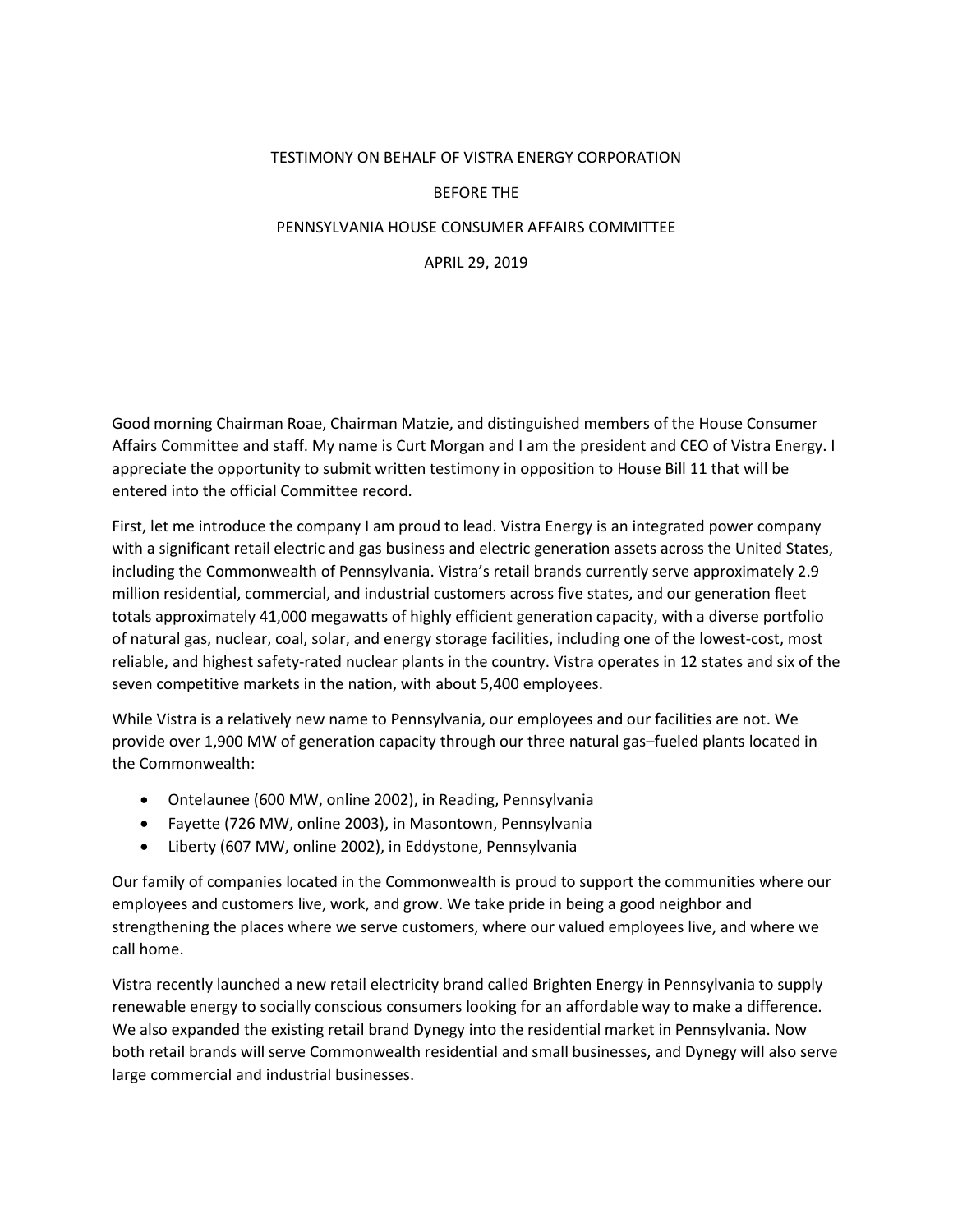# TESTIMONY ON BEHALF OF VISTRA ENERGY CORPORATION

# BEFORE THE

# PENNSYLVANIA HOUSE CONSUMER AFFAIRS COMMITTEE

# APRIL 29, 2019

Good morning Chairman Roae, Chairman Matzie, and distinguished members of the House Consumer Affairs Committee and staff. My name is Curt Morgan and I am the president and CEO of Vistra Energy. I appreciate the opportunity to submit written testimony in opposition to House Bill 11 that will be entered into the official Committee record.

First, let me introduce the company I am proud to lead. Vistra Energy is an integrated power company with a significant retail electric and gas business and electric generation assets across the United States, including the Commonwealth of Pennsylvania. Vistra's retail brands currently serve approximately 2.9 million residential, commercial, and industrial customers across five states, and our generation fleet totals approximately 41,000 megawatts of highly efficient generation capacity, with a diverse portfolio of natural gas, nuclear, coal, solar, and energy storage facilities, including one of the lowest-cost, most reliable, and highest safety-rated nuclear plants in the country. Vistra operates in 12 states and six of the seven competitive markets in the nation, with about 5,400 employees.

While Vistra is a relatively new name to Pennsylvania, our employees and our facilities are not. We provide over 1,900 MW of generation capacity through our three natural gas–fueled plants located in the Commonwealth:

- Ontelaunee (600 MW, online 2002), in Reading, Pennsylvania
- Fayette (726 MW, online 2003), in Masontown, Pennsylvania
- Liberty (607 MW, online 2002), in Eddystone, Pennsylvania

Our family of companies located in the Commonwealth is proud to support the communities where our employees and customers live, work, and grow. We take pride in being a good neighbor and strengthening the places where we serve customers, where our valued employees live, and where we call home.

Vistra recently launched a new retail electricity brand called Brighten Energy in Pennsylvania to supply renewable energy to socially conscious consumers looking for an affordable way to make a difference. We also expanded the existing retail brand Dynegy into the residential market in Pennsylvania. Now both retail brands will serve Commonwealth residential and small businesses, and Dynegy will also serve large commercial and industrial businesses.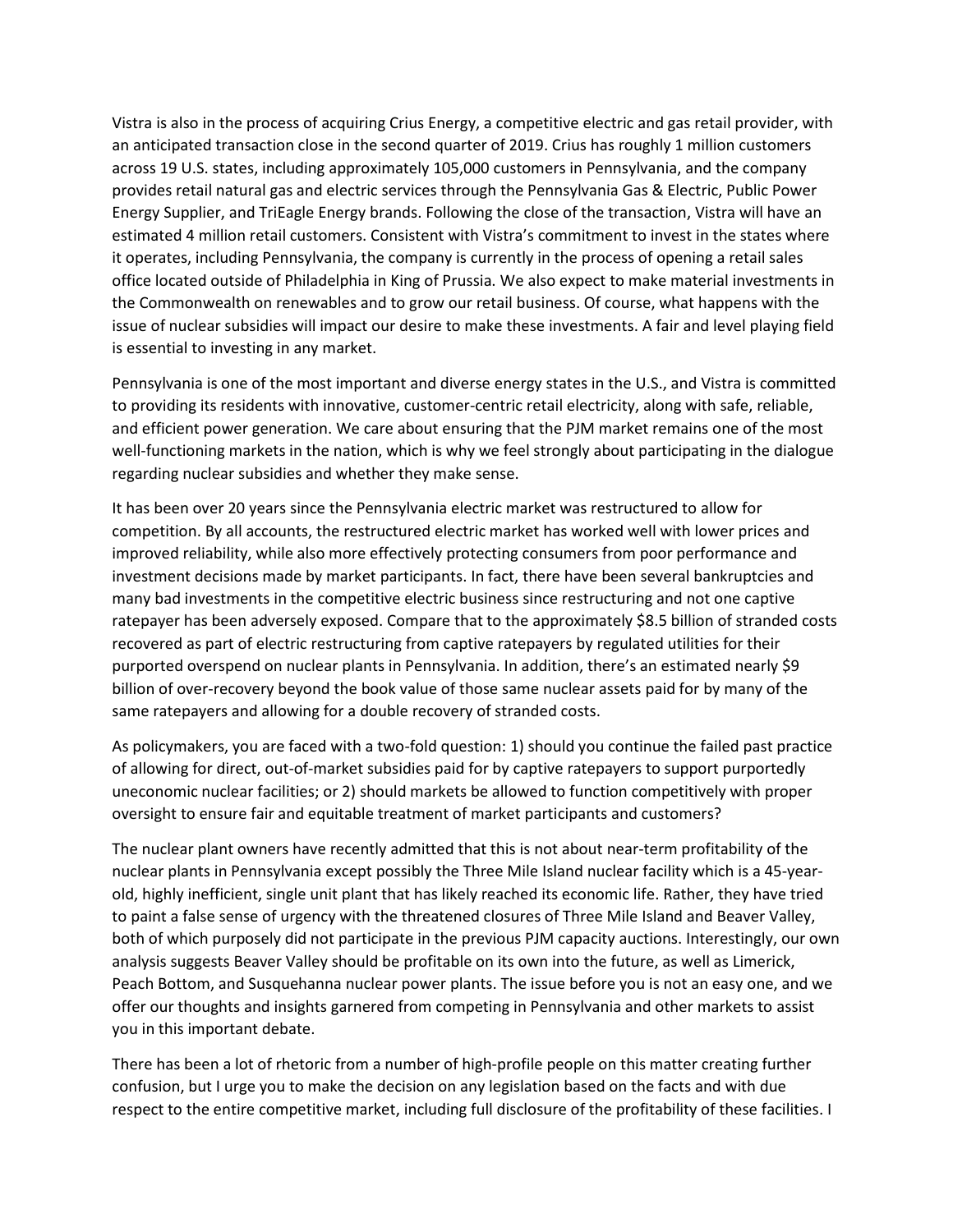Vistra is also in the process of acquiring Crius Energy, a competitive electric and gas retail provider, with an anticipated transaction close in the second quarter of 2019. Crius has roughly 1 million customers across 19 U.S. states, including approximately 105,000 customers in Pennsylvania, and the company provides retail natural gas and electric services through the Pennsylvania Gas & Electric, Public Power Energy Supplier, and TriEagle Energy brands. Following the close of the transaction, Vistra will have an estimated 4 million retail customers. Consistent with Vistra's commitment to invest in the states where it operates, including Pennsylvania, the company is currently in the process of opening a retail sales office located outside of Philadelphia in King of Prussia. We also expect to make material investments in the Commonwealth on renewables and to grow our retail business. Of course, what happens with the issue of nuclear subsidies will impact our desire to make these investments. A fair and level playing field is essential to investing in any market.

Pennsylvania is one of the most important and diverse energy states in the U.S., and Vistra is committed to providing its residents with innovative, customer-centric retail electricity, along with safe, reliable, and efficient power generation. We care about ensuring that the PJM market remains one of the most well-functioning markets in the nation, which is why we feel strongly about participating in the dialogue regarding nuclear subsidies and whether they make sense.

It has been over 20 years since the Pennsylvania electric market was restructured to allow for competition. By all accounts, the restructured electric market has worked well with lower prices and improved reliability, while also more effectively protecting consumers from poor performance and investment decisions made by market participants. In fact, there have been several bankruptcies and many bad investments in the competitive electric business since restructuring and not one captive ratepayer has been adversely exposed. Compare that to the approximately $8.5 billion of stranded costs recovered as part of electric restructuring from captive ratepayers by regulated utilities for their purported overspend on nuclear plants in Pennsylvania. In addition, there's an estimated nearly $9 billion of over-recovery beyond the book value of those same nuclear assets paid for by many of the same ratepayers and allowing for a double recovery of stranded costs.

As policymakers, you are faced with a two-fold question: 1) should you continue the failed past practice of allowing for direct, out-of-market subsidies paid for by captive ratepayers to support purportedly uneconomic nuclear facilities; or 2) should markets be allowed to function competitively with proper oversight to ensure fair and equitable treatment of market participants and customers?

The nuclear plant owners have recently admitted that this is not about near-term profitability of the nuclear plants in Pennsylvania except possibly the Three Mile Island nuclear facility which is a 45-year-old, highly inefficient, single unit plant that has likely reached its economic life. Rather, they have tried to paint a false sense of urgency with the threatened closures of Three Mile Island and Beaver Valley, both of which purposely did not participate in the previous PJM capacity auctions. Interestingly, our own analysis suggests Beaver Valley should be profitable on its own into the future, as well as Limerick, Peach Bottom, and Susquehanna nuclear power plants. The issue before you is not an easy one, and we offer our thoughts and insights garnered from competing in Pennsylvania and other markets to assist you in this important debate.

There has been a lot of rhetoric from a number of high-profile people on this matter creating further confusion, but I urge you to make the decision on any legislation based on the facts and with due respect to the entire competitive market, including full disclosure of the profitability of these facilities. I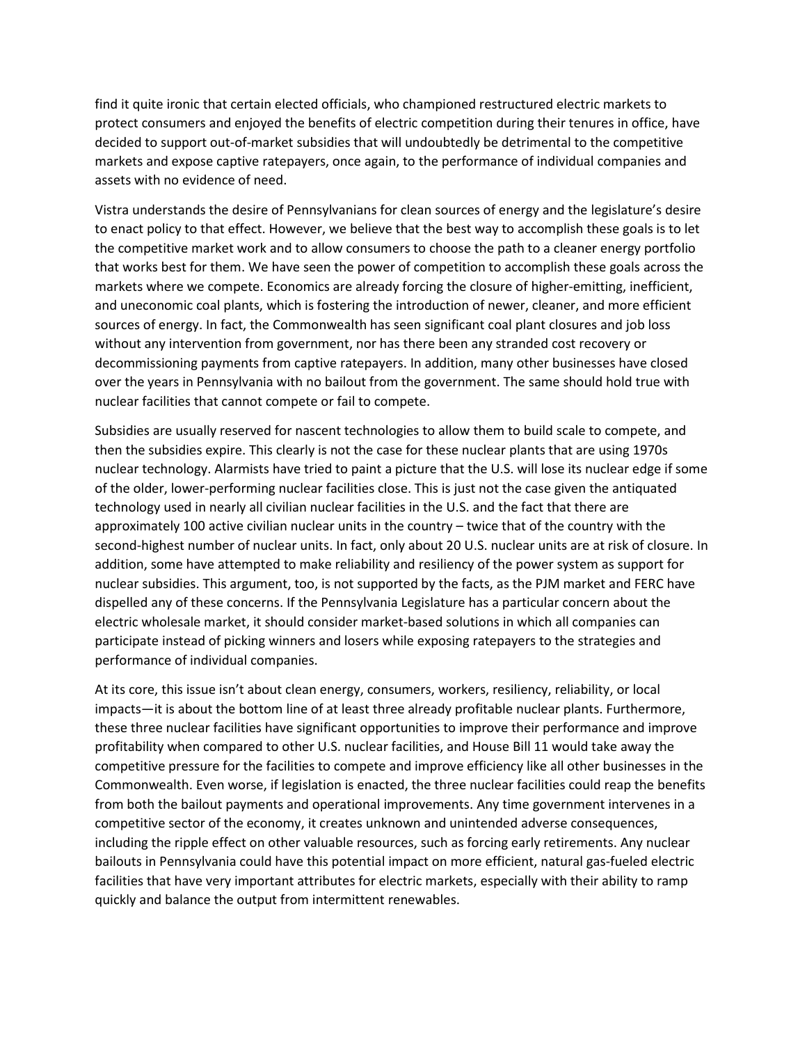find it quite ironic that certain elected officials, who championed restructured electric markets to protect consumers and enjoyed the benefits of electric competition during their tenures in office, have decided to support out-of-market subsidies that will undoubtedly be detrimental to the competitive markets and expose captive ratepayers, once again, to the performance of individual companies and assets with no evidence of need.

Vistra understands the desire of Pennsylvanians for clean sources of energy and the legislature's desire to enact policy to that effect. However, we believe that the best way to accomplish these goals is to let the competitive market work and to allow consumers to choose the path to a cleaner energy portfolio that works best for them. We have seen the power of competition to accomplish these goals across the markets where we compete. Economics are already forcing the closure of higher-emitting, inefficient, and uneconomic coal plants, which is fostering the introduction of newer, cleaner, and more efficient sources of energy. In fact, the Commonwealth has seen significant coal plant closures and job loss without any intervention from government, nor has there been any stranded cost recovery or decommissioning payments from captive ratepayers. In addition, many other businesses have closed over the years in Pennsylvania with no bailout from the government. The same should hold true with nuclear facilities that cannot compete or fail to compete.

Subsidies are usually reserved for nascent technologies to allow them to build scale to compete, and then the subsidies expire. This clearly is not the case for these nuclear plants that are using 1970s nuclear technology. Alarmists have tried to paint a picture that the U.S. will lose its nuclear edge if some of the older, lower-performing nuclear facilities close. This is just not the case given the antiquated technology used in nearly all civilian nuclear facilities in the U.S. and the fact that there are approximately 100 active civilian nuclear units in the country – twice that of the country with the second-highest number of nuclear units. In fact, only about 20 U.S. nuclear units are at risk of closure. In addition, some have attempted to make reliability and resiliency of the power system as support for nuclear subsidies. This argument, too, is not supported by the facts, as the PJM market and FERC have dispelled any of these concerns. If the Pennsylvania Legislature has a particular concern about the electric wholesale market, it should consider market-based solutions in which all companies can participate instead of picking winners and losers while exposing ratepayers to the strategies and performance of individual companies.

At its core, this issue isn't about clean energy, consumers, workers, resiliency, reliability, or local impacts—it is about the bottom line of at least three already profitable nuclear plants. Furthermore, these three nuclear facilities have significant opportunities to improve their performance and improve profitability when compared to other U.S. nuclear facilities, and House Bill 11 would take away the competitive pressure for the facilities to compete and improve efficiency like all other businesses in the Commonwealth. Even worse, if legislation is enacted, the three nuclear facilities could reap the benefits from both the bailout payments and operational improvements. Any time government intervenes in a competitive sector of the economy, it creates unknown and unintended adverse consequences, including the ripple effect on other valuable resources, such as forcing early retirements. Any nuclear bailouts in Pennsylvania could have this potential impact on more efficient, natural gas-fueled electric facilities that have very important attributes for electric markets, especially with their ability to ramp quickly and balance the output from intermittent renewables.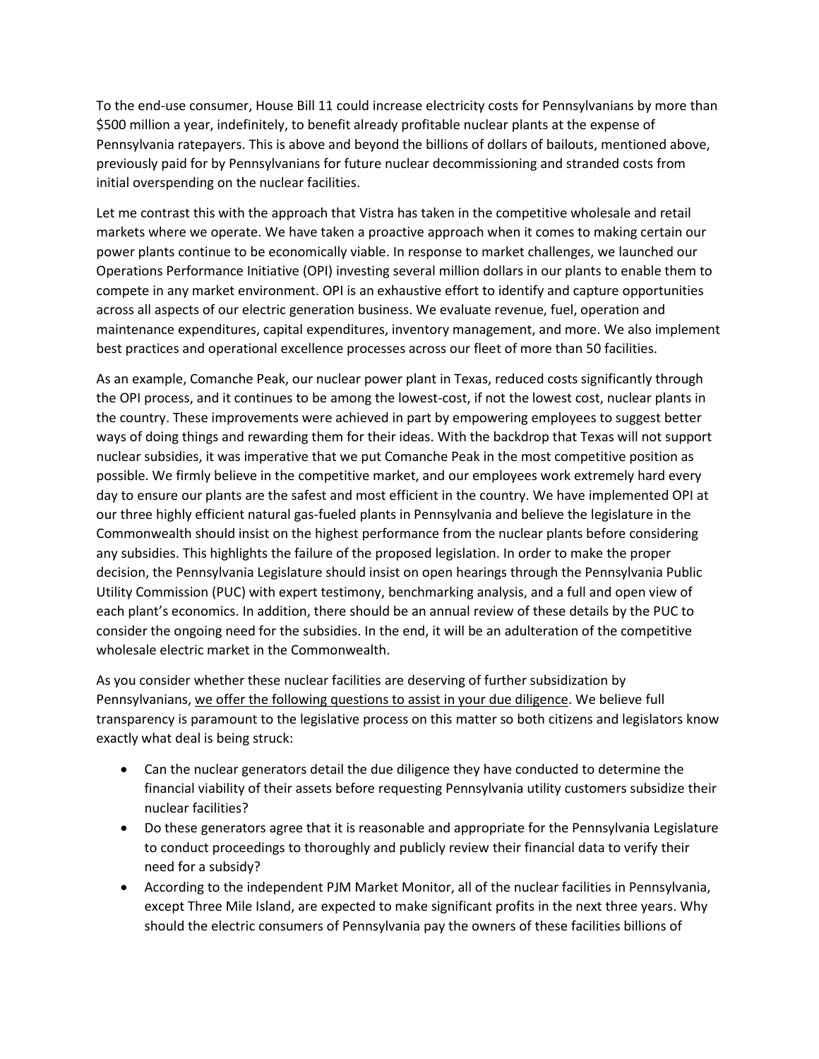To the end-use consumer, House Bill 11 could increase electricity costs for Pennsylvanians by more than $500 million a year, indefinitely, to benefit already profitable nuclear plants at the expense of Pennsylvania ratepayers. This is above and beyond the billions of dollars of bailouts, mentioned above, previously paid for by Pennsylvanians for future nuclear decommissioning and stranded costs from initial overspending on the nuclear facilities.

Let me contrast this with the approach that Vistra has taken in the competitive wholesale and retail markets where we operate. We have taken a proactive approach when it comes to making certain our power plants continue to be economically viable. In response to market challenges, we launched our Operations Performance Initiative (OPI) investing several million dollars in our plants to enable them to compete in any market environment. OPI is an exhaustive effort to identify and capture opportunities across all aspects of our electric generation business. We evaluate revenue, fuel, operation and maintenance expenditures, capital expenditures, inventory management, and more. We also implement best practices and operational excellence processes across our fleet of more than 50 facilities.

As an example, Comanche Peak, our nuclear power plant in Texas, reduced costs significantly through the OPI process, and it continues to be among the lowest-cost, if not the lowest cost, nuclear plants in the country. These improvements were achieved in part by empowering employees to suggest better ways of doing things and rewarding them for their ideas. With the backdrop that Texas will not support nuclear subsidies, it was imperative that we put Comanche Peak in the most competitive position as possible. We firmly believe in the competitive market, and our employees work extremely hard every day to ensure our plants are the safest and most efficient in the country. We have implemented OPI at our three highly efficient natural gas-fueled plants in Pennsylvania and believe the legislature in the Commonwealth should insist on the highest performance from the nuclear plants before considering any subsidies. This highlights the failure of the proposed legislation. In order to make the proper decision, the Pennsylvania Legislature should insist on open hearings through the Pennsylvania Public Utility Commission (PUC) with expert testimony, benchmarking analysis, and a full and open view of each plant's economics. In addition, there should be an annual review of these details by the PUC to consider the ongoing need for the subsidies. In the end, it will be an adulteration of the competitive wholesale electric market in the Commonwealth.

As you consider whether these nuclear facilities are deserving of further subsidization by Pennsylvanians, <u>we offer the following questions to assist in your due diligence</u>. We believe full transparency is paramount to the legislative process on this matter so both citizens and legislators know exactly what deal is being struck:

- Can the nuclear generators detail the due diligence they have conducted to determine the financial viability of their assets before requesting Pennsylvania utility customers subsidize their nuclear facilities?
- Do these generators agree that it is reasonable and appropriate for the Pennsylvania Legislature to conduct proceedings to thoroughly and publicly review their financial data to verify their need for a subsidy?
- According to the independent PJM Market Monitor, all of the nuclear facilities in Pennsylvania, except Three Mile Island, are expected to make significant profits in the next three years. Why should the electric consumers of Pennsylvania pay the owners of these facilities billions of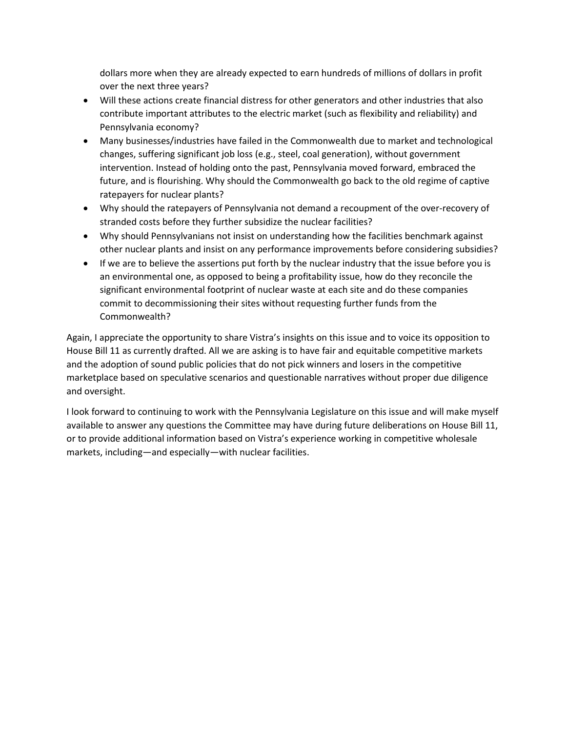dollars more when they are already expected to earn hundreds of millions of dollars in profit over the next three years?

- Will these actions create financial distress for other generators and other industries that also contribute important attributes to the electric market (such as flexibility and reliability) and Pennsylvania economy?
- Many businesses/industries have failed in the Commonwealth due to market and technological changes, suffering significant job loss (e.g., steel, coal generation), without government intervention. Instead of holding onto the past, Pennsylvania moved forward, embraced the future, and is flourishing. Why should the Commonwealth go back to the old regime of captive ratepayers for nuclear plants?
- Why should the ratepayers of Pennsylvania not demand a recoupment of the over-recovery of stranded costs before they further subsidize the nuclear facilities?
- Why should Pennsylvanians not insist on understanding how the facilities benchmark against other nuclear plants and insist on any performance improvements before considering subsidies?
- If we are to believe the assertions put forth by the nuclear industry that the issue before you is an environmental one, as opposed to being a profitability issue, how do they reconcile the significant environmental footprint of nuclear waste at each site and do these companies commit to decommissioning their sites without requesting further funds from the Commonwealth?

Again, I appreciate the opportunity to share Vistra's insights on this issue and to voice its opposition to House Bill 11 as currently drafted. All we are asking is to have fair and equitable competitive markets and the adoption of sound public policies that do not pick winners and losers in the competitive marketplace based on speculative scenarios and questionable narratives without proper due diligence and oversight.

I look forward to continuing to work with the Pennsylvania Legislature on this issue and will make myself available to answer any questions the Committee may have during future deliberations on House Bill 11, or to provide additional information based on Vistra's experience working in competitive wholesale markets, including—and especially—with nuclear facilities.